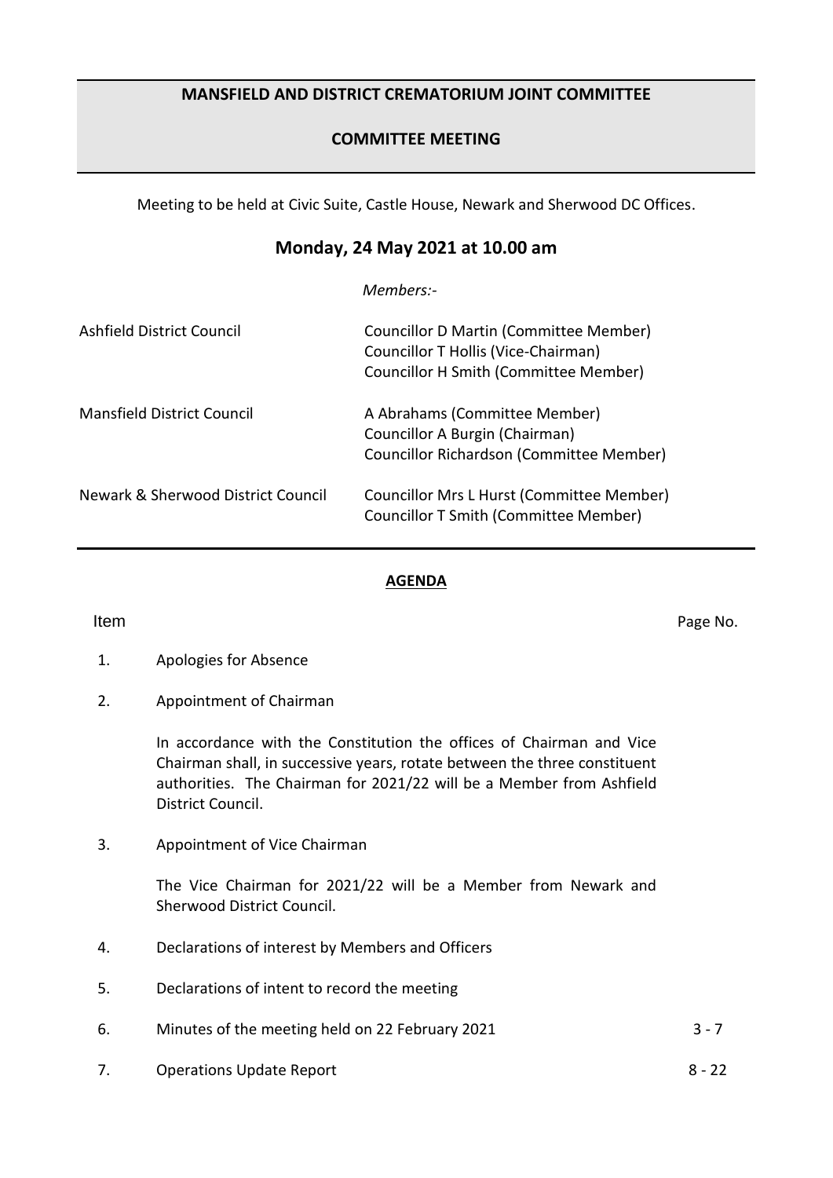# MANSFIELD AND DISTRICT CREMATORIUM JOINT COMMITTEE

## COMMITTEE MEETING

Meeting to be held at Civic Suite, Castle House, Newark and Sherwood DC Offices.

## Monday, 24 May 2021 at 10.00 am

*Members:-*

| | |
|---|---|
| Ashfield District Council | Councillor D Martin (Committee Member)<br>Councillor T Hollis (Vice-Chairman)<br>Councillor H Smith (Committee Member) |
| Mansfield District Council | A Abrahams (Committee Member)<br>Councillor A Burgin (Chairman)<br>Councillor Richardson (Committee Member) |
| Newark & Sherwood District Council | Councillor Mrs L Hurst (Committee Member)<br>Councillor T Smith (Committee Member) |

## AGENDA

| Item | | Page No. |
|---|---|---|
| 1. | Apologies for Absence | |
| 2. | Appointment of Chairman<br><br>In accordance with the Constitution the offices of Chairman and Vice Chairman shall, in successive years, rotate between the three constituent authorities. The Chairman for 2021/22 will be a Member from Ashfield District Council. | |
| 3. | Appointment of Vice Chairman<br><br>The Vice Chairman for 2021/22 will be a Member from Newark and Sherwood District Council. | |
| 4. | Declarations of interest by Members and Officers | |
| 5. | Declarations of intent to record the meeting | |
| 6. | Minutes of the meeting held on 22 February 2021 | 3 - 7 |
| 7. | Operations Update Report | 8 - 22 |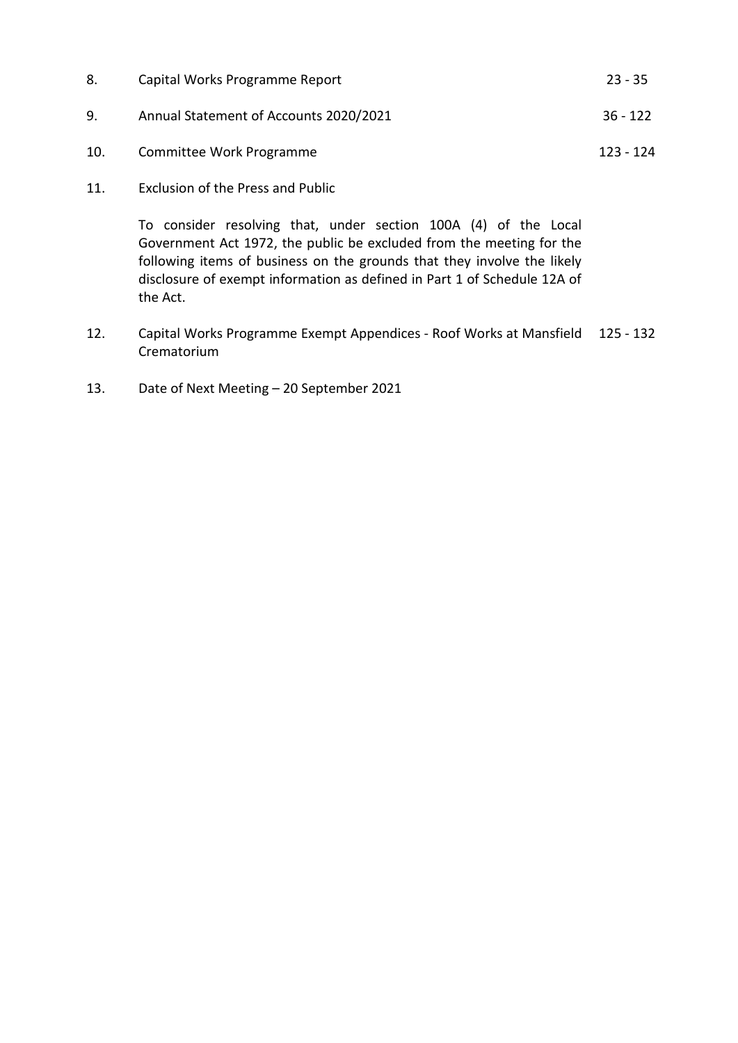| | | |
|---|---|---|
| 8. | Capital Works Programme Report | 23 - 35 |
| 9. | Annual Statement of Accounts 2020/2021 | 36 - 122 |
| 10. | Committee Work Programme | 123 - 124 |
| 11. | Exclusion of the Press and Public<br><br>To consider resolving that, under section 100A (4) of the Local Government Act 1972, the public be excluded from the meeting for the following items of business on the grounds that they involve the likely disclosure of exempt information as defined in Part 1 of Schedule 12A of the Act. | |
| 12. | Capital Works Programme Exempt Appendices - Roof Works at Mansfield Crematorium | 125 - 132 |
| 13. | Date of Next Meeting – 20 September 2021 | |